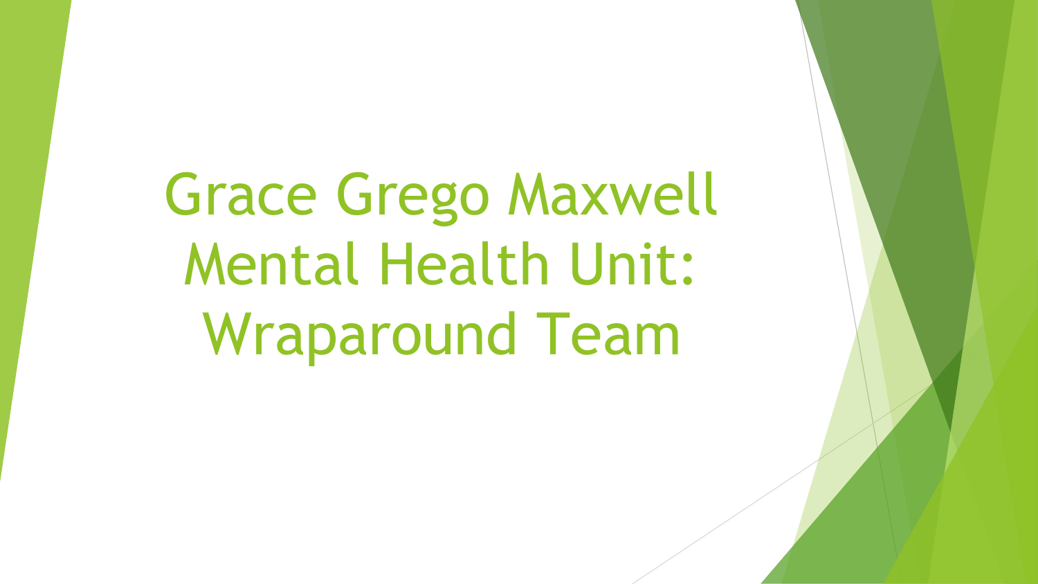# Grace Grego Maxwell Mental Health Unit: Wraparound Team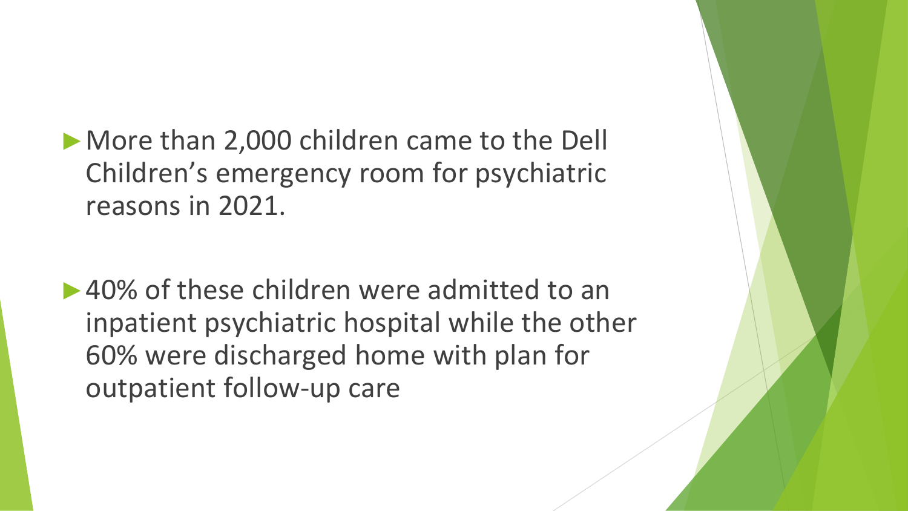- More than 2,000 children came to the Dell Children's emergency room for psychiatric reasons in 2021.

- 40% of these children were admitted to an inpatient psychiatric hospital while the other 60% were discharged home with plan for outpatient follow-up care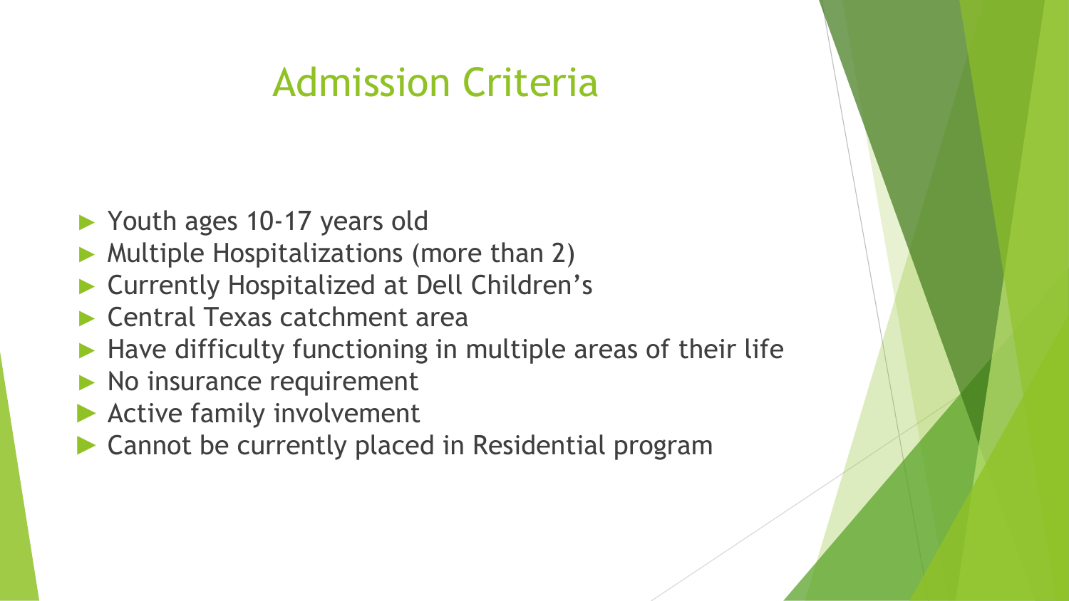# Admission Criteria

- Youth ages 10-17 years old
- Multiple Hospitalizations (more than 2)
- Currently Hospitalized at Dell Children's
- Central Texas catchment area
- Have difficulty functioning in multiple areas of their life
- No insurance requirement
- Active family involvement
- Cannot be currently placed in Residential program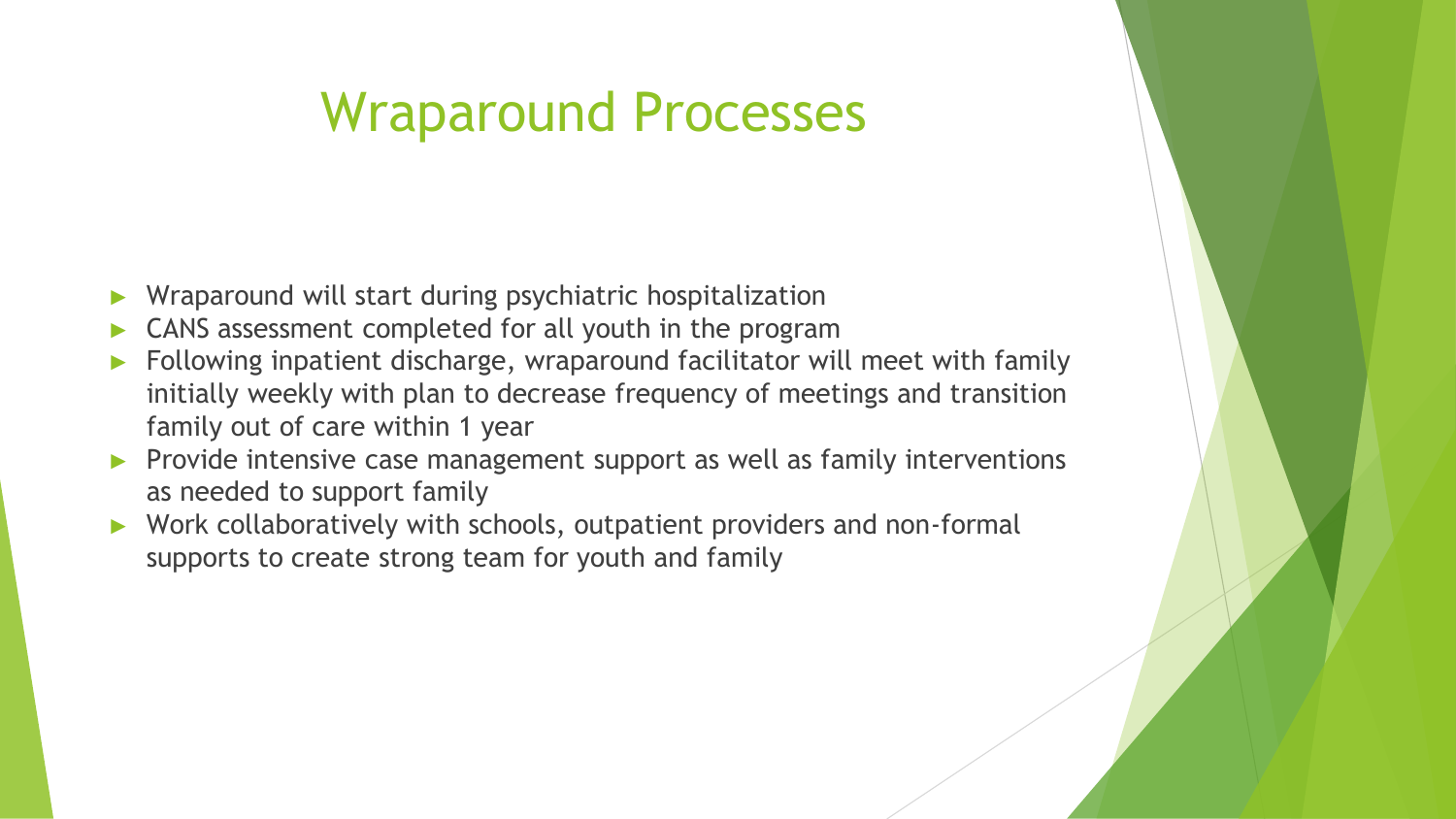# Wraparound Processes

- Wraparound will start during psychiatric hospitalization
- CANS assessment completed for all youth in the program
- Following inpatient discharge, wraparound facilitator will meet with family initially weekly with plan to decrease frequency of meetings and transition family out of care within 1 year
- Provide intensive case management support as well as family interventions as needed to support family
- Work collaboratively with schools, outpatient providers and non-formal supports to create strong team for youth and family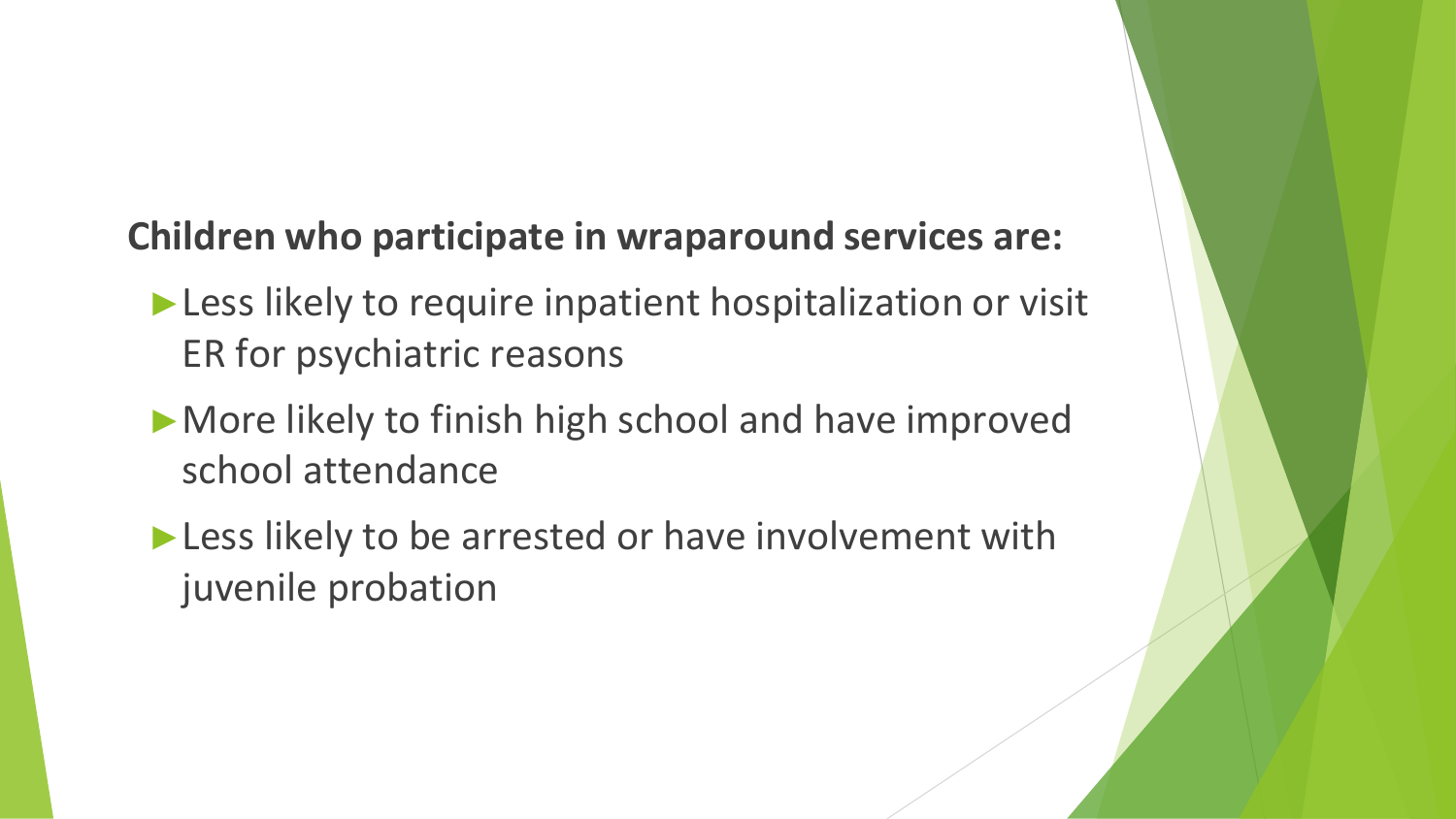**Children who participate in wraparound services are:**

- Less likely to require inpatient hospitalization or visit ER for psychiatric reasons
- More likely to finish high school and have improved school attendance
- Less likely to be arrested or have involvement with juvenile probation